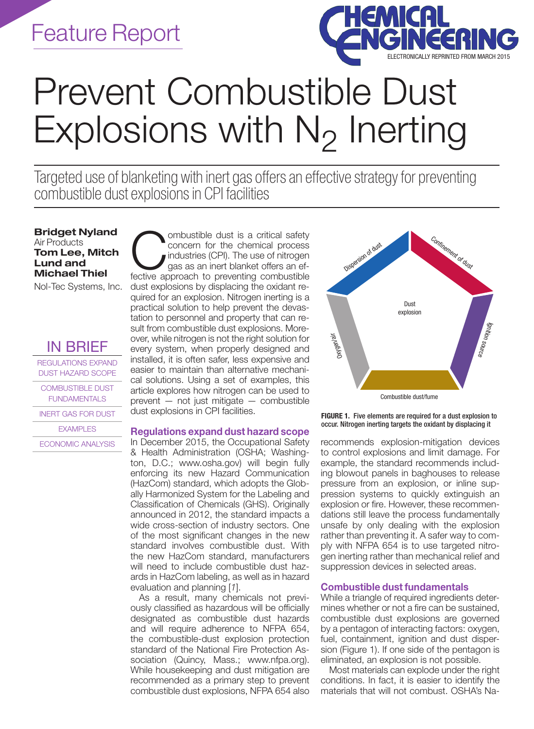Feature Report

# Prevent Combustible Dust Explosions with $N_2$ Inerting

Targeted use of blanketing with inert gas offers an effective strategy for preventing combustible dust explosions in CPI facilities

**Bridget Nyland**
Air Products
**Tom Lee, Mitch Lund and Michael Thiel**
Nol-Tec Systems, Inc.

IN BRIEF

- REGULATIONS EXPAND DUST HAZARD SCOPE
- COMBUSTIBLE DUST FUNDAMENTALS
- INERT GAS FOR DUST
- EXAMPLES
- ECONOMIC ANALYSIS

Combustible dust is a critical safety concern for the chemical process industries (CPI). The use of nitrogen gas as an inert blanket offers an effective approach to preventing combustible dust explosions by displacing the oxidant required for an explosion. Nitrogen inerting is a practical solution to help prevent the devastation to personnel and property that can result from combustible dust explosions. Moreover, while nitrogen is not the right solution for every system, when properly designed and installed, it is often safer, less expensive and easier to maintain than alternative mechanical solutions. Using a set of examples, this article explores how nitrogen can be used to prevent — not just mitigate — combustible dust explosions in CPI facilities.

## Regulations expand dust hazard scope

In December 2015, the Occupational Safety & Health Administration (OSHA; Washington, D.C.; www.osha.gov) will begin fully enforcing its new Hazard Communication (HazCom) standard, which adopts the Globally Harmonized System for the Labeling and Classification of Chemicals (GHS). Originally announced in 2012, the standard impacts a wide cross-section of industry sectors. One of the most significant changes in the new standard involves combustible dust. With the new HazCom standard, manufacturers will need to include combustible dust hazards in HazCom labeling, as well as in hazard evaluation and planning [*1*].

As a result, many chemicals not previously classified as hazardous will be officially designated as combustible dust hazards and will require adherence to NFPA 654, the combustible-dust explosion protection standard of the National Fire Protection Association (Quincy, Mass.; www.nfpa.org). While housekeeping and dust mitigation are recommended as a primary step to prevent combustible dust explosions, NFPA 654 also recommends explosion-mitigation devices to control explosions and limit damage. For example, the standard recommends including blowout panels in baghouses to release pressure from an explosion, or inline suppression systems to quickly extinguish an explosion or fire. However, these recommendations still leave the process fundamentally unsafe by only dealing with the explosion rather than preventing it. A safer way to comply with NFPA 654 is to use targeted nitrogen inerting rather than mechanical relief and suppression devices in selected areas.

Dispersion of dust | Confinement of dust | Ignition source | Combustible dust/fume | Oxygen/air | Dust explosion

**FIGURE 1.** Five elements are required for a dust explosion to occur. Nitrogen inerting targets the oxidant by displacing it

## Combustible dust fundamentals

While a triangle of required ingredients determines whether or not a fire can be sustained, combustible dust explosions are governed by a pentagon of interacting factors: oxygen, fuel, containment, ignition and dust dispersion (Figure 1). If one side of the pentagon is eliminated, an explosion is not possible.

Most materials can explode under the right conditions. In fact, it is easier to identify the materials that will not combust. OSHA's Na-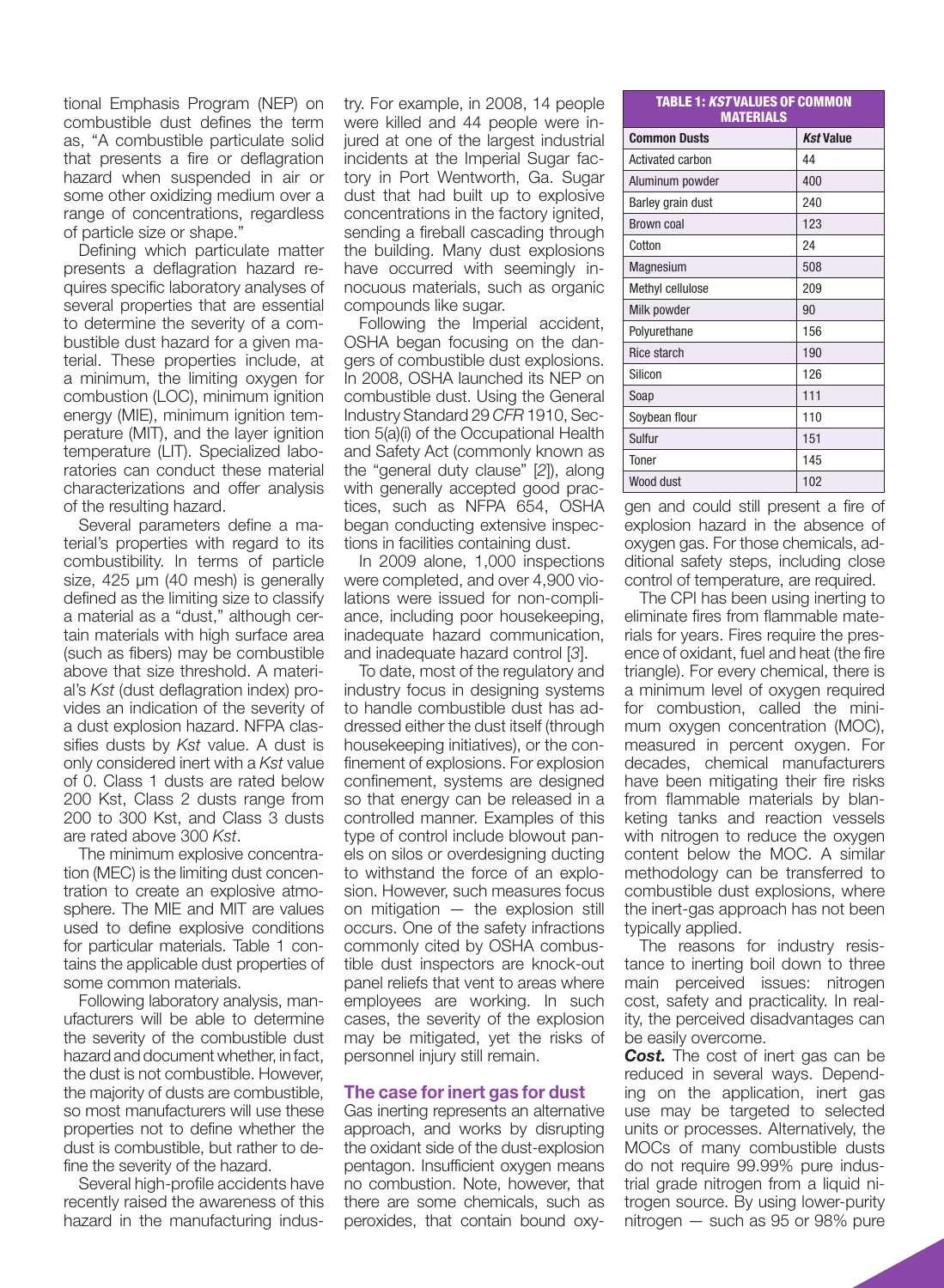tional Emphasis Program (NEP) on combustible dust defines the term as, "A combustible particulate solid that presents a fire or deflagration hazard when suspended in air or some other oxidizing medium over a range of concentrations, regardless of particle size or shape."

Defining which particulate matter presents a deflagration hazard requires specific laboratory analyses of several properties that are essential to determine the severity of a combustible dust hazard for a given material. These properties include, at a minimum, the limiting oxygen for combustion (LOC), minimum ignition energy (MIE), minimum ignition temperature (MIT), and the layer ignition temperature (LIT). Specialized laboratories can conduct these material characterizations and offer analysis of the resulting hazard.

Several parameters define a material's properties with regard to its combustibility. In terms of particle size, 425 μm (40 mesh) is generally defined as the limiting size to classify a material as a "dust," although certain materials with high surface area (such as fibers) may be combustible above that size threshold. A material's *Kst* (dust deflagration index) provides an indication of the severity of a dust explosion hazard. NFPA classifies dusts by *Kst* value. A dust is only considered inert with a *Kst* value of 0. Class 1 dusts are rated below 200 Kst, Class 2 dusts range from 200 to 300 Kst, and Class 3 dusts are rated above 300 *Kst*.

The minimum explosive concentration (MEC) is the limiting dust concentration to create an explosive atmosphere. The MIE and MIT are values used to define explosive conditions for particular materials. Table 1 contains the applicable dust properties of some common materials.

Following laboratory analysis, manufacturers will be able to determine the severity of the combustible dust hazard and document whether, in fact, the dust is not combustible. However, the majority of dusts are combustible, so most manufacturers will use these properties not to define whether the dust is combustible, but rather to define the severity of the hazard.

Several high-profile accidents have recently raised the awareness of this hazard in the manufacturing industry. For example, in 2008, 14 people were killed and 44 people were injured at one of the largest industrial incidents at the Imperial Sugar factory in Port Wentworth, Ga. Sugar dust that had built up to explosive concentrations in the factory ignited, sending a fireball cascading through the building. Many dust explosions have occurred with seemingly innocuous materials, such as organic compounds like sugar.

Following the Imperial accident, OSHA began focusing on the dangers of combustible dust explosions. In 2008, OSHA launched its NEP on combustible dust. Using the General Industry Standard 29 *CFR* 1910, Section 5(a)(i) of the Occupational Health and Safety Act (commonly known as the "general duty clause" [*2*]), along with generally accepted good practices, such as NFPA 654, OSHA began conducting extensive inspections in facilities containing dust.

In 2009 alone, 1,000 inspections were completed, and over 4,900 violations were issued for non-compliance, including poor housekeeping, inadequate hazard communication, and inadequate hazard control [*3*].

To date, most of the regulatory and industry focus in designing systems to handle combustible dust has addressed either the dust itself (through housekeeping initiatives), or the confinement of explosions. For explosion confinement, systems are designed so that energy can be released in a controlled manner. Examples of this type of control include blowout panels on silos or overdesigning ducting to withstand the force of an explosion. However, such measures focus on mitigation — the explosion still occurs. One of the safety infractions commonly cited by OSHA combustible dust inspectors are knock-out panel reliefs that vent to areas where employees are working. In such cases, the severity of the explosion may be mitigated, yet the risks of personnel injury still remain.

## The case for inert gas for dust

Gas inerting represents an alternative approach, and works by disrupting the oxidant side of the dust-explosion pentagon. Insufficient oxygen means no combustion. Note, however, that there are some chemicals, such as peroxides, that contain bound oxygen and could still present a fire of explosion hazard in the absence of oxygen gas. For those chemicals, additional safety steps, including close control of temperature, are required.

**TABLE 1: *KST* VALUES OF COMMON MATERIALS**

| Common Dusts | *Kst* Value |
|---|---|
| Activated carbon | 44 |
| Aluminum powder | 400 |
| Barley grain dust | 240 |
| Brown coal | 123 |
| Cotton | 24 |
| Magnesium | 508 |
| Methyl cellulose | 209 |
| Milk powder | 90 |
| Polyurethane | 156 |
| Rice starch | 190 |
| Silicon | 126 |
| Soap | 111 |
| Soybean flour | 110 |
| Sulfur | 151 |
| Toner | 145 |
| Wood dust | 102 |

The CPI has been using inerting to eliminate fires from flammable materials for years. Fires require the presence of oxidant, fuel and heat (the fire triangle). For every chemical, there is a minimum level of oxygen required for combustion, called the minimum oxygen concentration (MOC), measured in percent oxygen. For decades, chemical manufacturers have been mitigating their fire risks from flammable materials by blanketing tanks and reaction vessels with nitrogen to reduce the oxygen content below the MOC. A similar methodology can be transferred to combustible dust explosions, where the inert-gas approach has not been typically applied.

The reasons for industry resistance to inerting boil down to three main perceived issues: nitrogen cost, safety and practicality. In reality, the perceived disadvantages can be easily overcome.

***Cost.*** The cost of inert gas can be reduced in several ways. Depending on the application, inert gas use may be targeted to selected units or processes. Alternatively, the MOCs of many combustible dusts do not require 99.99% pure industrial grade nitrogen from a liquid nitrogen source. By using lower-purity nitrogen — such as 95 or 98% pure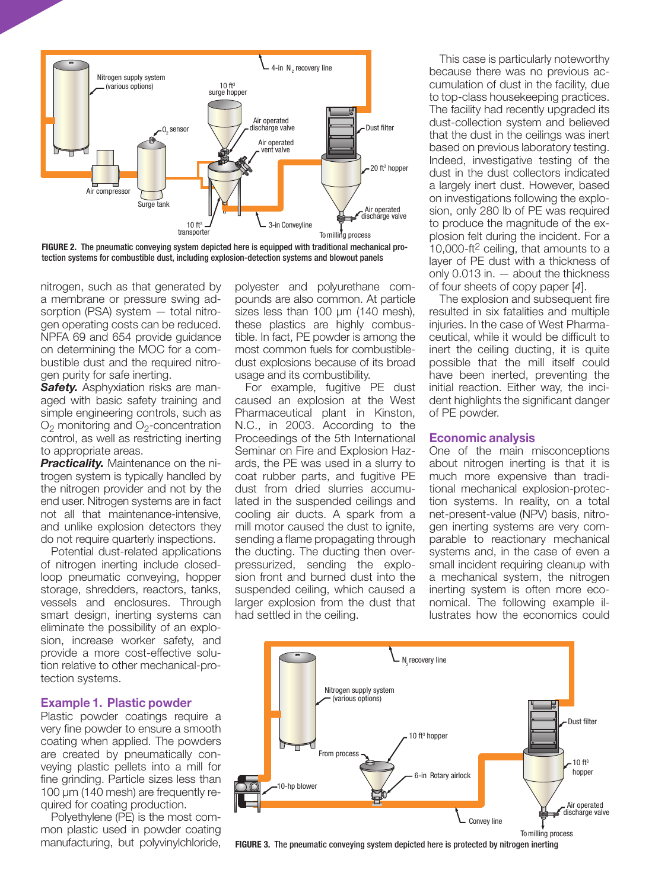FIGURE 2. The pneumatic conveying system depicted here is equipped with traditional mechanical protection systems for combustible dust, including explosion-detection systems and blowout panels

nitrogen, such as that generated by a membrane or pressure swing adsorption (PSA) system — total nitrogen operating costs can be reduced. NFPA 69 and 654 provide guidance on determining the MOC for a combustible dust and the required nitrogen purity for safe inerting.

***Safety.*** Asphyxiation risks are managed with basic safety training and simple engineering controls, such as $O_2$ monitoring and $O_2$-concentration control, as well as restricting inerting to appropriate areas.

***Practicality.*** Maintenance on the nitrogen system is typically handled by the nitrogen provider and not by the end user. Nitrogen systems are in fact not all that maintenance-intensive, and unlike explosion detectors they do not require quarterly inspections.

Potential dust-related applications of nitrogen inerting include closed-loop pneumatic conveying, hopper storage, shredders, reactors, tanks, vessels and enclosures. Through smart design, inerting systems can eliminate the possibility of an explosion, increase worker safety, and provide a more cost-effective solution relative to other mechanical-protection systems.

## Example 1. Plastic powder

Plastic powder coatings require a very fine powder to ensure a smooth coating when applied. The powders are created by pneumatically conveying plastic pellets into a mill for fine grinding. Particle sizes less than 100 µm (140 mesh) are frequently required for coating production.

Polyethylene (PE) is the most common plastic used in powder coating manufacturing, but polyvinylchloride, polyester and polyurethane compounds are also common. At particle sizes less than 100 µm (140 mesh), these plastics are highly combustible. In fact, PE powder is among the most common fuels for combustible-dust explosions because of its broad usage and its combustibility.

For example, fugitive PE dust caused an explosion at the West Pharmaceutical plant in Kinston, N.C., in 2003. According to the Proceedings of the 5th International Seminar on Fire and Explosion Hazards, the PE was used in a slurry to coat rubber parts, and fugitive PE dust from dried slurries accumulated in the suspended ceilings and cooling air ducts. A spark from a mill motor caused the dust to ignite, sending a flame propagating through the ducting. The ducting then overpressurized, sending the explosion front and burned dust into the suspended ceiling, which caused a larger explosion from the dust that had settled in the ceiling.

This case is particularly noteworthy because there was no previous accumulation of dust in the facility, due to top-class housekeeping practices. The facility had recently upgraded its dust-collection system and believed that the dust in the ceilings was inert based on previous laboratory testing. Indeed, investigative testing of the dust in the dust collectors indicated a largely inert dust. However, based on investigations following the explosion, only 280 lb of PE was required to produce the magnitude of the explosion felt during the incident. For a 10,000-ft$^2$ ceiling, that amounts to a layer of PE dust with a thickness of only 0.013 in. — about the thickness of four sheets of copy paper [*4*].

The explosion and subsequent fire resulted in six fatalities and multiple injuries. In the case of West Pharmaceutical, while it would be difficult to inert the ceiling ducting, it is quite possible that the mill itself could have been inerted, preventing the initial reaction. Either way, the incident highlights the significant danger of PE powder.

## Economic analysis

One of the main misconceptions about nitrogen inerting is that it is much more expensive than traditional mechanical explosion-protection systems. In reality, on a total net-present-value (NPV) basis, nitrogen inerting systems are very comparable to reactionary mechanical systems and, in the case of even a small incident requiring cleanup with a mechanical system, the nitrogen inerting system is often more economical. The following example illustrates how the economics could

FIGURE 3. The pneumatic conveying system depicted here is protected by nitrogen inerting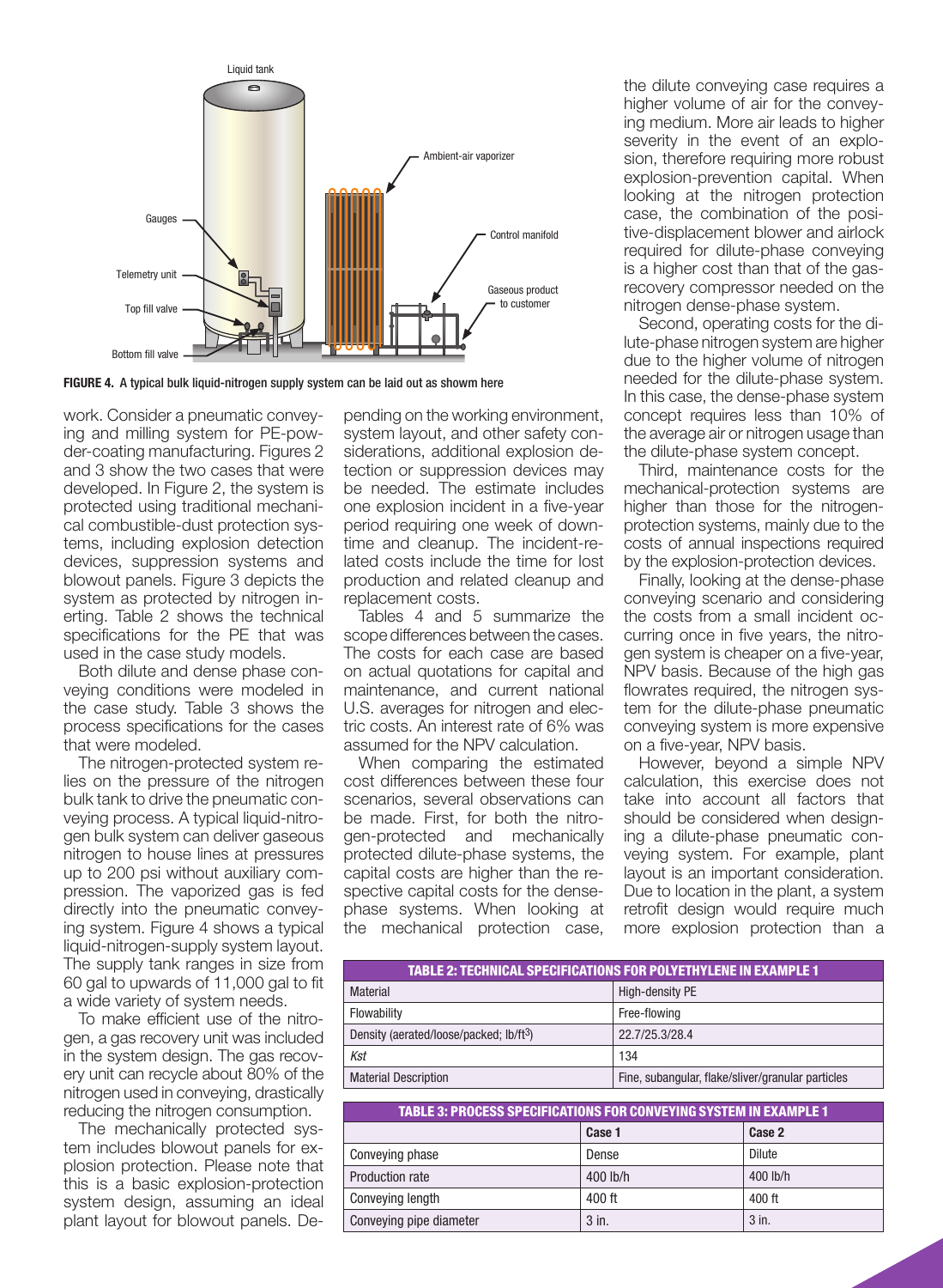**FIGURE 4. A typical bulk liquid-nitrogen supply system can be laid out as showm here**

work. Consider a pneumatic conveying and milling system for PE-powder-coating manufacturing. Figures 2 and 3 show the two cases that were developed. In Figure 2, the system is protected using traditional mechanical combustible-dust protection systems, including explosion detection devices, suppression systems and blowout panels. Figure 3 depicts the system as protected by nitrogen inerting. Table 2 shows the technical specifications for the PE that was used in the case study models.

Both dilute and dense phase conveying conditions were modeled in the case study. Table 3 shows the process specifications for the cases that were modeled.

The nitrogen-protected system relies on the pressure of the nitrogen bulk tank to drive the pneumatic conveying process. A typical liquid-nitrogen bulk system can deliver gaseous nitrogen to house lines at pressures up to 200 psi without auxiliary compression. The vaporized gas is fed directly into the pneumatic conveying system. Figure 4 shows a typical liquid-nitrogen-supply system layout. The supply tank ranges in size from 60 gal to upwards of 11,000 gal to fit a wide variety of system needs.

To make efficient use of the nitrogen, a gas recovery unit was included in the system design. The gas recovery unit can recycle about 80% of the nitrogen used in conveying, drastically reducing the nitrogen consumption.

The mechanically protected system includes blowout panels for explosion protection. Please note that this is a basic explosion-protection system design, assuming an ideal plant layout for blowout panels. Depending on the working environment, system layout, and other safety considerations, additional explosion detection or suppression devices may be needed. The estimate includes one explosion incident in a five-year period requiring one week of downtime and cleanup. The incident-related costs include the time for lost production and related cleanup and replacement costs.

Tables 4 and 5 summarize the scope differences between the cases. The costs for each case are based on actual quotations for capital and maintenance, and current national U.S. averages for nitrogen and electric costs. An interest rate of 6% was assumed for the NPV calculation.

When comparing the estimated cost differences between these four scenarios, several observations can be made. First, for both the nitrogen-protected and mechanically protected dilute-phase systems, the capital costs are higher than the respective capital costs for the dense-phase systems. When looking at the mechanical protection case, the dilute conveying case requires a higher volume of air for the conveying medium. More air leads to higher severity in the event of an explosion, therefore requiring more robust explosion-prevention capital. When looking at the nitrogen protection case, the combination of the positive-displacement blower and airlock required for dilute-phase conveying is a higher cost than that of the gas-recovery compressor needed on the nitrogen dense-phase system.

Second, operating costs for the dilute-phase nitrogen system are higher due to the higher volume of nitrogen needed for the dilute-phase system. In this case, the dense-phase system concept requires less than 10% of the average air or nitrogen usage than the dilute-phase system concept.

Third, maintenance costs for the mechanical-protection systems are higher than those for the nitrogen-protection systems, mainly due to the costs of annual inspections required by the explosion-protection devices.

Finally, looking at the dense-phase conveying scenario and considering the costs from a small incident occurring once in five years, the nitrogen system is cheaper on a five-year, NPV basis. Because of the high gas flowrates required, the nitrogen system for the dilute-phase pneumatic conveying system is more expensive on a five-year, NPV basis.

However, beyond a simple NPV calculation, this exercise does not take into account all factors that should be considered when designing a dilute-phase pneumatic conveying system. For example, plant layout is an important consideration. Due to location in the plant, a system retrofit design would require much more explosion protection than a

| TABLE 2: TECHNICAL SPECIFICATIONS FOR POLYETHYLENE IN EXAMPLE 1 | |
|---|---|
| Material | High-density PE |
| Flowability | Free-flowing |
| Density (aerated/loose/packed; lb/ft$^3$) | 22.7/25.3/28.4 |
| *Kst* | 134 |
| Material Description | Fine, subangular, flake/sliver/granular particles |

| TABLE 3: PROCESS SPECIFICATIONS FOR CONVEYING SYSTEM IN EXAMPLE 1 | | |
|---|---|---|
| | Case 1 | Case 2 |
| Conveying phase | Dense | Dilute |
| Production rate | 400 lb/h | 400 lb/h |
| Conveying length | 400 ft | 400 ft |
| Conveying pipe diameter | 3 in. | 3 in. |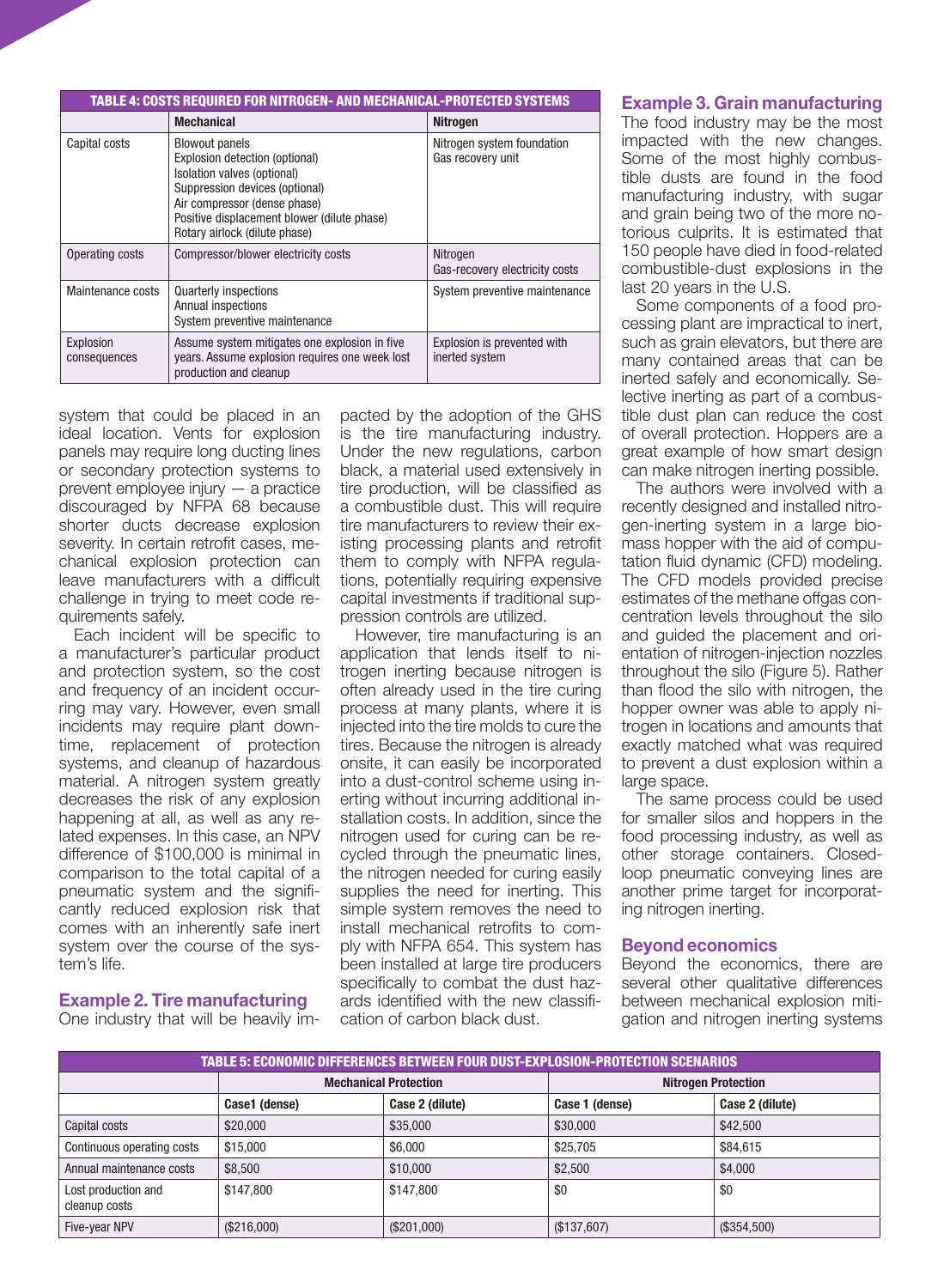**TABLE 4: COSTS REQUIRED FOR NITROGEN- AND MECHANICAL-PROTECTED SYSTEMS**

| | Mechanical | Nitrogen |
|---|---|---|
| Capital costs | Blowout panels<br>Explosion detection (optional)<br>Isolation valves (optional)<br>Suppression devices (optional)<br>Air compressor (dense phase)<br>Positive displacement blower (dilute phase)<br>Rotary airlock (dilute phase) | Nitrogen system foundation<br>Gas recovery unit |
| Operating costs | Compressor/blower electricity costs | Nitrogen<br>Gas-recovery electricity costs |
| Maintenance costs | Quarterly inspections<br>Annual inspections<br>System preventive maintenance | System preventive maintenance |
| Explosion consequences | Assume system mitigates one explosion in five years. Assume explosion requires one week lost production and cleanup | Explosion is prevented with inerted system |

system that could be placed in an ideal location. Vents for explosion panels may require long ducting lines or secondary protection systems to prevent employee injury — a practice discouraged by NFPA 68 because shorter ducts decrease explosion severity. In certain retrofit cases, mechanical explosion protection can leave manufacturers with a difficult challenge in trying to meet code requirements safely.

Each incident will be specific to a manufacturer's particular product and protection system, so the cost and frequency of an incident occurring may vary. However, even small incidents may require plant downtime, replacement of protection systems, and cleanup of hazardous material. A nitrogen system greatly decreases the risk of any explosion happening at all, as well as any related expenses. In this case, an NPV difference of $100,000 is minimal in comparison to the total capital of a pneumatic system and the significantly reduced explosion risk that comes with an inherently safe inert system over the course of the system's life.

### Example 2. Tire manufacturing

One industry that will be heavily impacted by the adoption of the GHS is the tire manufacturing industry. Under the new regulations, carbon black, a material used extensively in tire production, will be classified as a combustible dust. This will require tire manufacturers to review their existing processing plants and retrofit them to comply with NFPA regulations, potentially requiring expensive capital investments if traditional suppression controls are utilized.

However, tire manufacturing is an application that lends itself to nitrogen inerting because nitrogen is often already used in the tire curing process at many plants, where it is injected into the tire molds to cure the tires. Because the nitrogen is already onsite, it can easily be incorporated into a dust-control scheme using inerting without incurring additional installation costs. In addition, since the nitrogen used for curing can be recycled through the pneumatic lines, the nitrogen needed for curing easily supplies the need for inerting. This simple system removes the need to install mechanical retrofits to comply with NFPA 654. This system has been installed at large tire producers specifically to combat the dust hazards identified with the new classification of carbon black dust.

### Example 3. Grain manufacturing

The food industry may be the most impacted with the new changes. Some of the most highly combustible dusts are found in the food manufacturing industry, with sugar and grain being two of the more notorious culprits. It is estimated that 150 people have died in food-related combustible-dust explosions in the last 20 years in the U.S.

Some components of a food processing plant are impractical to inert, such as grain elevators, but there are many contained areas that can be inerted safely and economically. Selective inerting as part of a combustible dust plan can reduce the cost of overall protection. Hoppers are a great example of how smart design can make nitrogen inerting possible.

The authors were involved with a recently designed and installed nitrogen-inerting system in a large biomass hopper with the aid of computation fluid dynamic (CFD) modeling. The CFD models provided precise estimates of the methane offgas concentration levels throughout the silo and guided the placement and orientation of nitrogen-injection nozzles throughout the silo (Figure 5). Rather than flood the silo with nitrogen, the hopper owner was able to apply nitrogen in locations and amounts that exactly matched what was required to prevent a dust explosion within a large space.

The same process could be used for smaller silos and hoppers in the food processing industry, as well as other storage containers. Closed-loop pneumatic conveying lines are another prime target for incorporating nitrogen inerting.

### Beyond economics

Beyond the economics, there are several other qualitative differences between mechanical explosion mitigation and nitrogen inerting systems

**TABLE 5: ECONOMIC DIFFERENCES BETWEEN FOUR DUST-EXPLOSION-PROTECTION SCENARIOS**

| | Mechanical Protection | | Nitrogen Protection | |
|---|---|---|---|---|
| | Case1 (dense) | Case 2 (dilute) | Case 1 (dense) | Case 2 (dilute) |
| Capital costs | $20,000 | $35,000 | $30,000 | $42,500 |
| Continuous operating costs | $15,000 | $6,000 | $25,705 | $84,615 |
| Annual maintenance costs | $8,500 | $10,000 | $2,500 | $4,000 |
| Lost production and cleanup costs | $147,800 | $147,800 | $0 | $0 |
| Five-year NPV | ($216,000) | ($201,000) | ($137,607) | ($354,500) |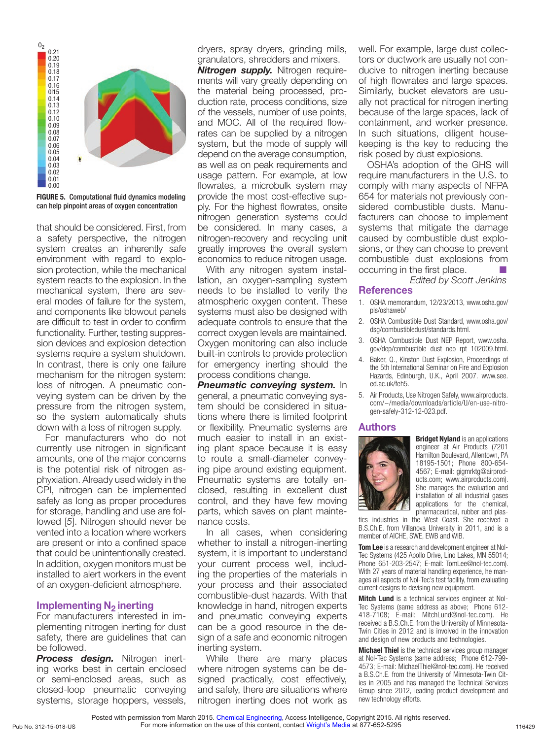$O_2$
0.21
0.20
0.19
0.18
0.17
0.16
0115
0.14
0.13
0.12
0.10
0.09
0.08
0.07
0.06
0.05
0.04
0.03
0.02
0.01
0.00

**FIGURE 5. Computational fluid dynamics modeling can help pinpoint areas of oxygen concentration**

that should be considered. First, from a safety perspective, the nitrogen system creates an inherently safe environment with regard to explosion protection, while the mechanical system reacts to the explosion. In the mechanical system, there are several modes of failure for the system, and components like blowout panels are difficult to test in order to confirm functionality. Further, testing suppression devices and explosion detection systems require a system shutdown. In contrast, there is only one failure mechanism for the nitrogen system: loss of nitrogen. A pneumatic conveying system can be driven by the pressure from the nitrogen system, so the system automatically shuts down with a loss of nitrogen supply.

For manufacturers who do not currently use nitrogen in significant amounts, one of the major concerns is the potential risk of nitrogen asphyxiation. Already used widely in the CPI, nitrogen can be implemented safely as long as proper procedures for storage, handling and use are followed [5]. Nitrogen should never be vented into a location where workers are present or into a confined space that could be unintentionally created. In addition, oxygen monitors must be installed to alert workers in the event of an oxygen-deficient atmosphere.

## Implementing $N_2$ inerting

For manufacturers interested in implementing nitrogen inerting for dust safety, there are guidelines that can be followed.

***Process design.*** Nitrogen inerting works best in certain enclosed or semi-enclosed areas, such as closed-loop pneumatic conveying systems, storage hoppers, vessels, dryers, spray dryers, grinding mills, granulators, shredders and mixers.

***Nitrogen supply.*** Nitrogen requirements will vary greatly depending on the material being processed, production rate, process conditions, size of the vessels, number of use points, and MOC. All of the required flowrates can be supplied by a nitrogen system, but the mode of supply will depend on the average consumption, as well as on peak requirements and usage pattern. For example, at low flowrates, a microbulk system may provide the most cost-effective supply. For the highest flowrates, onsite nitrogen generation systems could be considered. In many cases, a nitrogen-recovery and recycling unit greatly improves the overall system economics to reduce nitrogen usage.

With any nitrogen system installation, an oxygen-sampling system needs to be installed to verify the atmospheric oxygen content. These systems must also be designed with adequate controls to ensure that the correct oxygen levels are maintained. Oxygen monitoring can also include built-in controls to provide protection for emergency inerting should the process conditions change.

***Pneumatic conveying system.*** In general, a pneumatic conveying system should be considered in situations where there is limited footprint or flexibility. Pneumatic systems are much easier to install in an existing plant space because it is easy to route a small-diameter conveying pipe around existing equipment. Pneumatic systems are totally enclosed, resulting in excellent dust control, and they have few moving parts, which saves on plant maintenance costs.

In all cases, when considering whether to install a nitrogen-inerting system, it is important to understand your current process well, including the properties of the materials in your process and their associated combustible-dust hazards. With that knowledge in hand, nitrogen experts and pneumatic conveying experts can be a good resource in the design of a safe and economic nitrogen inerting system.

While there are many places where nitrogen systems can be designed practically, cost effectively, and safely, there are situations where nitrogen inerting does not work as well. For example, large dust collectors or ductwork are usually not conducive to nitrogen inerting because of high flowrates and large spaces. Similarly, bucket elevators are usually not practical for nitrogen inerting because of the large spaces, lack of containment, and worker presence. In such situations, diligent housekeeping is the key to reducing the risk posed by dust explosions.

OSHA's adoption of the GHS will require manufacturers in the U.S. to comply with many aspects of NFPA 654 for materials not previously considered combustible dusts. Manufacturers can choose to implement systems that mitigate the damage caused by combustible dust explosions, or they can choose to prevent combustible dust explosions from occurring in the first place. ■

*Edited by Scott Jenkins*

## References

1. OSHA memorandum, 12/23/2013, www.osha.gov/pls/oshaweb/
2. OSHA Combustible Dust Standard, www.osha.gov/dsg/combustibledust/standards.html.
3. OSHA Combustible Dust NEP Report, www.osha.gov/dep/combustible_dust_nep_rpt_102009.html.
4. Baker, Q., Kinston Dust Explosion, Proceedings of the 5th International Seminar on Fire and Explosion Hazards, Edinburgh, U.K., April 2007. www.see.ed.ac.uk/feh5.
5. Air Products, Use Nitrogen Safely, www.airproducts.com/~/media/downloads/article/U/en-use-nitrogen-safely-312-12-023.pdf.

## Authors

**Bridget Nyland** is an applications engineer at Air Products (7201 Hamilton Boulevard, Allentown, PA 18195-1501; Phone 800-654-4567; E-mail: gigmrktg@airproducts.com; www.airproducts.com). She manages the evaluation and installation of all industrial gases applications for the chemical, pharmaceutical, rubber and plastics industries in the West Coast. She received a B.S.Ch.E. from Villanova University in 2011, and is a member of AIChE, SWE, EWB and WIB.

**Tom Lee** is a research and development engineer at Nol-Tec Systems (425 Apollo Drive, Lino Lakes, MN 55014; Phone 651-203-2547; E-mail: TomLee@nol-tec.com). With 27 years of material handling experience, he manages all aspects of Nol-Tec's test facility, from evaluating current designs to devising new equipment.

**Mitch Lund** is a technical services engineer at Nol-Tec Systems (same address as above; Phone 612-418-7108; E-mail: MitchLund@nol-tec.com). He received a B.S.Ch.E. from the University of Minnesota-Twin Cities in 2012 and is involved in the innovation and design of new products and technologies.

**Michael Thiel** is the technical services group manager at Nol-Tec Systems (same address; Phone 612-799-4573; E-mail: MichaelThiel@nol-tec.com). He received a B.S.Ch.E. from the University of Minnesota-Twin Cities in 2005 and has managed the Technical Services Group since 2012, leading product development and new technology efforts.

Posted with permission from March 2015. Chemical Engineering, Access Intelligence, Copyright 2015. All rights reserved.
For more information on the use of this content, contact Wright's Media at 877-652-5295

Pub No. 312-15-018-US

116429